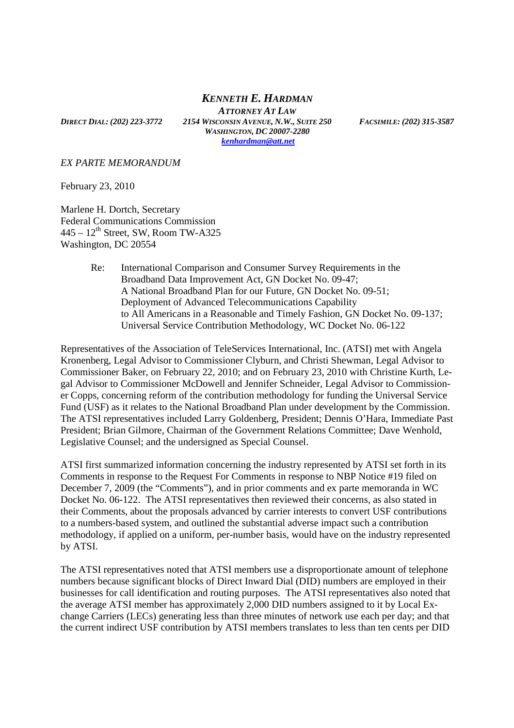***KENNETH E. HARDMAN***

***ATTORNEY AT LAW***

*DIRECT DIAL: (202) 223-3772* *2154 WISCONSIN AVENUE, N.W., SUITE 250* *FACSIMILE: (202) 315-3587*

*WASHINGTON, DC 20007-2280*

*kenhardman@att.net*

*EX PARTE MEMORANDUM*

February 23, 2010

Marlene H. Dortch, Secretary
Federal Communications Commission
445 – 12th Street, SW, Room TW-A325
Washington, DC 20554

> Re: International Comparison and Consumer Survey Requirements in the Broadband Data Improvement Act, GN Docket No. 09-47;
> A National Broadband Plan for our Future, GN Docket No. 09-51;
> Deployment of Advanced Telecommunications Capability to All Americans in a Reasonable and Timely Fashion, GN Docket No. 09-137;
> Universal Service Contribution Methodology, WC Docket No. 06-122

Representatives of the Association of TeleServices International, Inc. (ATSI) met with Angela Kronenberg, Legal Advisor to Commissioner Clyburn, and Christi Shewman, Legal Advisor to Commissioner Baker, on February 22, 2010; and on February 23, 2010 with Christine Kurth, Legal Advisor to Commissioner McDowell and Jennifer Schneider, Legal Advisor to Commissioner Copps, concerning reform of the contribution methodology for funding the Universal Service Fund (USF) as it relates to the National Broadband Plan under development by the Commission. The ATSI representatives included Larry Goldenberg, President; Dennis O'Hara, Immediate Past President; Brian Gilmore, Chairman of the Government Relations Committee; Dave Wenhold, Legislative Counsel; and the undersigned as Special Counsel.

ATSI first summarized information concerning the industry represented by ATSI set forth in its Comments in response to the Request For Comments in response to NBP Notice #19 filed on December 7, 2009 (the "Comments"), and in prior comments and ex parte memoranda in WC Docket No. 06-122. The ATSI representatives then reviewed their concerns, as also stated in their Comments, about the proposals advanced by carrier interests to convert USF contributions to a numbers-based system, and outlined the substantial adverse impact such a contribution methodology, if applied on a uniform, per-number basis, would have on the industry represented by ATSI.

The ATSI representatives noted that ATSI members use a disproportionate amount of telephone numbers because significant blocks of Direct Inward Dial (DID) numbers are employed in their businesses for call identification and routing purposes. The ATSI representatives also noted that the average ATSI member has approximately 2,000 DID numbers assigned to it by Local Exchange Carriers (LECs) generating less than three minutes of network use each per day; and that the current indirect USF contribution by ATSI members translates to less than ten cents per DID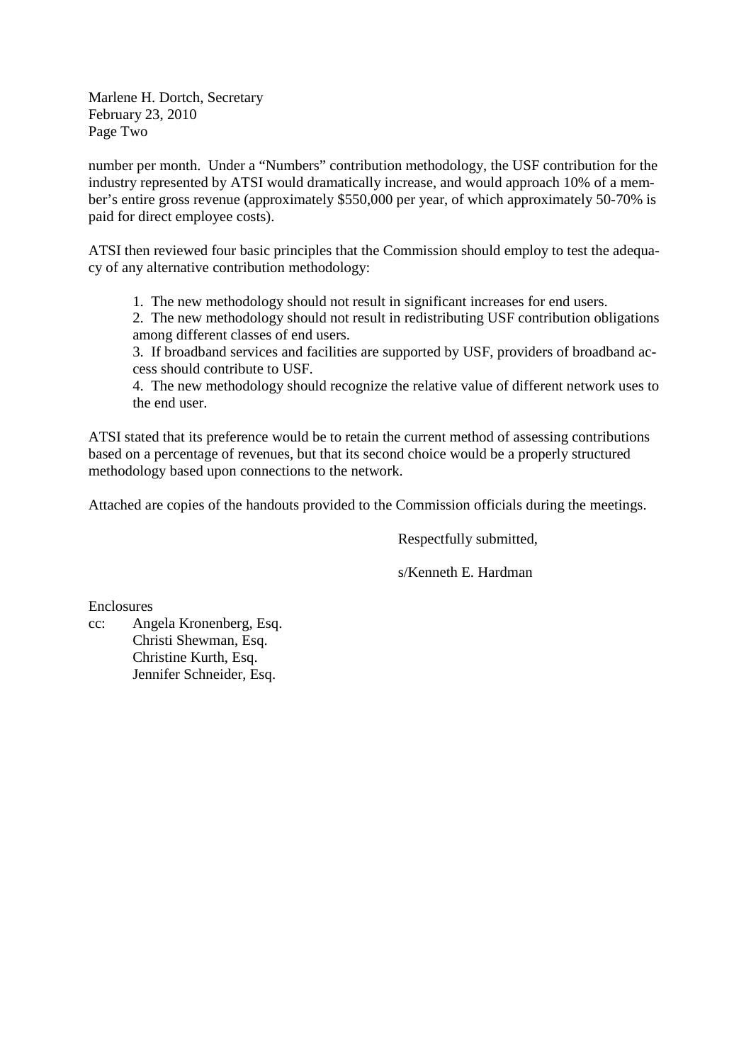number per month. Under a "Numbers" contribution methodology, the USF contribution for the industry represented by ATSI would dramatically increase, and would approach 10% of a member's entire gross revenue (approximately $550,000 per year, of which approximately 50-70% is paid for direct employee costs).

ATSI then reviewed four basic principles that the Commission should employ to test the adequacy of any alternative contribution methodology:

1. The new methodology should not result in significant increases for end users.
2. The new methodology should not result in redistributing USF contribution obligations among different classes of end users.
3. If broadband services and facilities are supported by USF, providers of broadband access should contribute to USF.
4. The new methodology should recognize the relative value of different network uses to the end user.

ATSI stated that its preference would be to retain the current method of assessing contributions based on a percentage of revenues, but that its second choice would be a properly structured methodology based upon connections to the network.

Attached are copies of the handouts provided to the Commission officials during the meetings.

Respectfully submitted,

s/Kenneth E. Hardman

Enclosures

cc: Angela Kronenberg, Esq.
Christi Shewman, Esq.
Christine Kurth, Esq.
Jennifer Schneider, Esq.